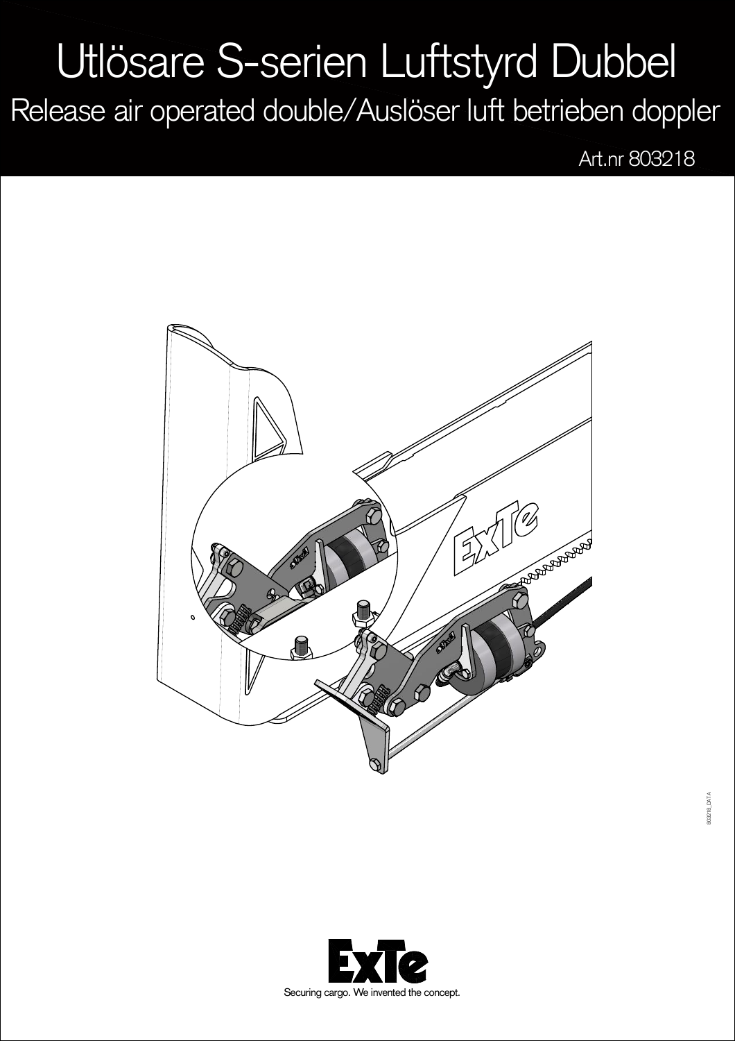# Utlösare S-serien Luftstyrd Dubbel

## Release air operated double/Auslöser luft betrieben doppler

Art.nr 803218

803218_DX.T.A

ExTe

Securing cargo. We invented the concept.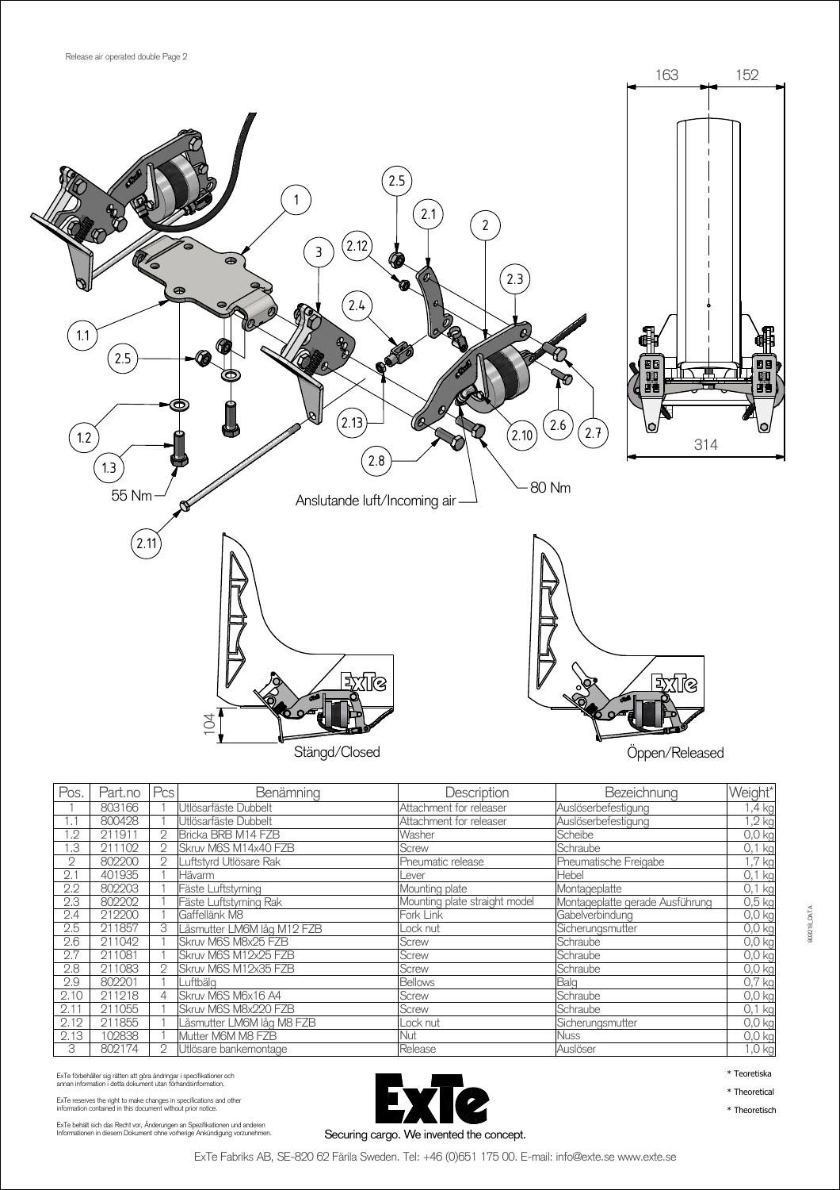Release air operated double Page 2

163 152

1
1.1
1.2
1.3
2
2.1
2.3
2.4
2.5
2.6
2.7
2.8
2.10
2.11
2.12
2.13
3

55 Nm

80 Nm

Anslutande luft/Incoming air

314

104

Stängd/Closed

Öppen/Released

| Pos. | Part.no | Pcs | Benämning | Description | Bezeichnung | Weight* |
|---|---|---|---|---|---|---|
| 1 | 803166 | 1 | Utlösarfäste Dubbelt | Attachment for releaser | Auslöserbefestigung | 1,4 kg |
| 1.1 | 800428 | 1 | Utlösarfäste Dubbelt | Attachment for releaser | Auslöserbefestigung | 1,2 kg |
| 1.2 | 211911 | 2 | Bricka BRB M14 FZB | Washer | Scheibe | 0,0 kg |
| 1.3 | 211102 | 2 | Skruv M6S M14x40 FZB | Screw | Schraube | 0,1 kg |
| 2 | 802200 | 2 | Luftstyrd Utlösare Rak | Pneumatic release | Pneumatische Freigabe | 1,7 kg |
| 2.1 | 401935 | 1 | Hävarm | Lever | Hebel | 0,1 kg |
| 2.2 | 802203 | 1 | Fäste Luftstyrning | Mounting plate | Montageplatte | 0,1 kg |
| 2.3 | 802202 | 1 | Fäste Luftstyrning Rak | Mounting plate straight model | Montageplatte gerade Ausführung | 0,5 kg |
| 2.4 | 212200 | 1 | Gaffellänk M8 | Fork Link | Gabelverbindung | 0,0 kg |
| 2.5 | 211857 | 3 | Låsmutter LM6M låg M12 FZB | Lock nut | Sicherungsmutter | 0,0 kg |
| 2.6 | 211042 | 1 | Skruv M6S M8x25 FZB | Screw | Schraube | 0,0 kg |
| 2.7 | 211081 | 1 | Skruv M6S M12x25 FZB | Screw | Schraube | 0,0 kg |
| 2.8 | 211083 | 2 | Skruv M6S M12x35 FZB | Screw | Schraube | 0,0 kg |
| 2.9 | 802201 | 1 | Luftbälg | Bellows | Balg | 0,7 kg |
| 2.10 | 211218 | 4 | Skruv M6S M6x16 A4 | Screw | Schraube | 0,0 kg |
| 2.11 | 211055 | 1 | Skruv M6S M8x220 FZB | Screw | Schraube | 0,1 kg |
| 2.12 | 211855 | 1 | Låsmutter LM6M låg M8 FZB | Lock nut | Sicherungsmutter | 0,0 kg |
| 2.13 | 102838 | 1 | Mutter M6M M8 FZB | Nut | Nuss | 0,0 kg |
| 3 | 802174 | 2 | Utlösare bankemontage | Release | Auslöser | 1,0 kg |

\* Teoretiska

\* Theoretical

\* Theoretisch

ExTe förbehåller sig rätten att göra ändringar i specifikationer och annan information i detta dokument utan förhandsinformation.

ExTe reserves the right to make changes in specifications and other information contained in this document without prior notice.

ExTe behält sich das Recht vor, Änderungen an Spezifikationen und anderen Informationen in diesem Dokument ohne vorherige Ankündigung vorzunehmen.

ExTe

Securing cargo. We invented the concept.

ExTe Fabriks AB, SE-820 62 Färila Sweden. Tel: +46 (0)651 175 00. E-mail: info@exte.se www.exte.se